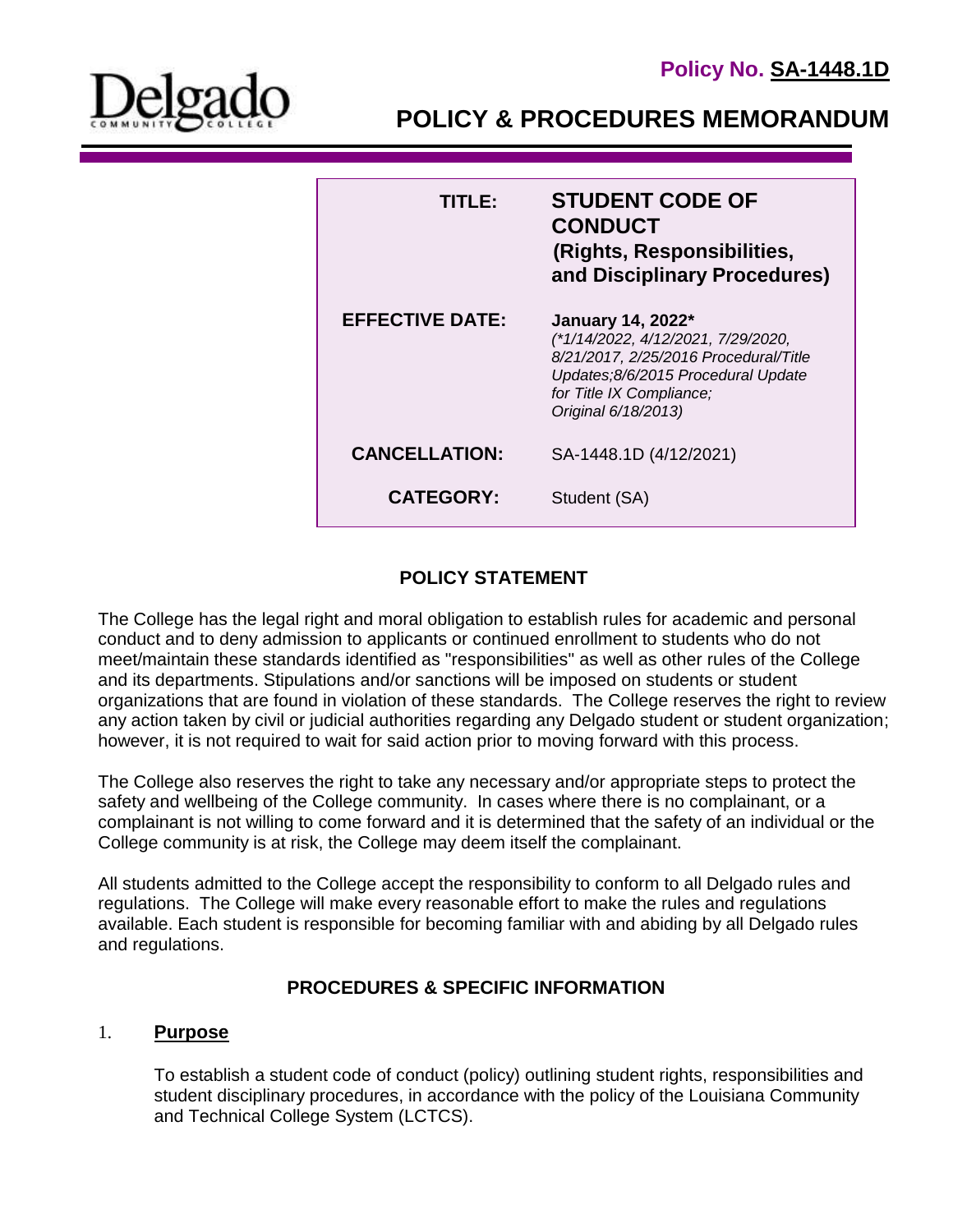**Policy No. SA-1448.1D**

Delgado Community College

# POLICY & PROCEDURES MEMORANDUM

| | |
|---|---|
| **TITLE:** | **STUDENT CODE OF CONDUCT (Rights, Responsibilities, and Disciplinary Procedures)** |
| **EFFECTIVE DATE:** | **January 14, 2022*** *(\*1/14/2022, 4/12/2021, 7/29/2020, 8/21/2017, 2/25/2016 Procedural/Title Updates;8/6/2015 Procedural Update for Title IX Compliance; Original 6/18/2013)* |
| **CANCELLATION:** | SA-1448.1D (4/12/2021) |
| **CATEGORY:** | Student (SA) |

## POLICY STATEMENT

The College has the legal right and moral obligation to establish rules for academic and personal conduct and to deny admission to applicants or continued enrollment to students who do not meet/maintain these standards identified as "responsibilities" as well as other rules of the College and its departments. Stipulations and/or sanctions will be imposed on students or student organizations that are found in violation of these standards. The College reserves the right to review any action taken by civil or judicial authorities regarding any Delgado student or student organization; however, it is not required to wait for said action prior to moving forward with this process.

The College also reserves the right to take any necessary and/or appropriate steps to protect the safety and wellbeing of the College community. In cases where there is no complainant, or a complainant is not willing to come forward and it is determined that the safety of an individual or the College community is at risk, the College may deem itself the complainant.

All students admitted to the College accept the responsibility to conform to all Delgado rules and regulations. The College will make every reasonable effort to make the rules and regulations available. Each student is responsible for becoming familiar with and abiding by all Delgado rules and regulations.

## PROCEDURES & SPECIFIC INFORMATION

### 1. Purpose

To establish a student code of conduct (policy) outlining student rights, responsibilities and student disciplinary procedures, in accordance with the policy of the Louisiana Community and Technical College System (LCTCS).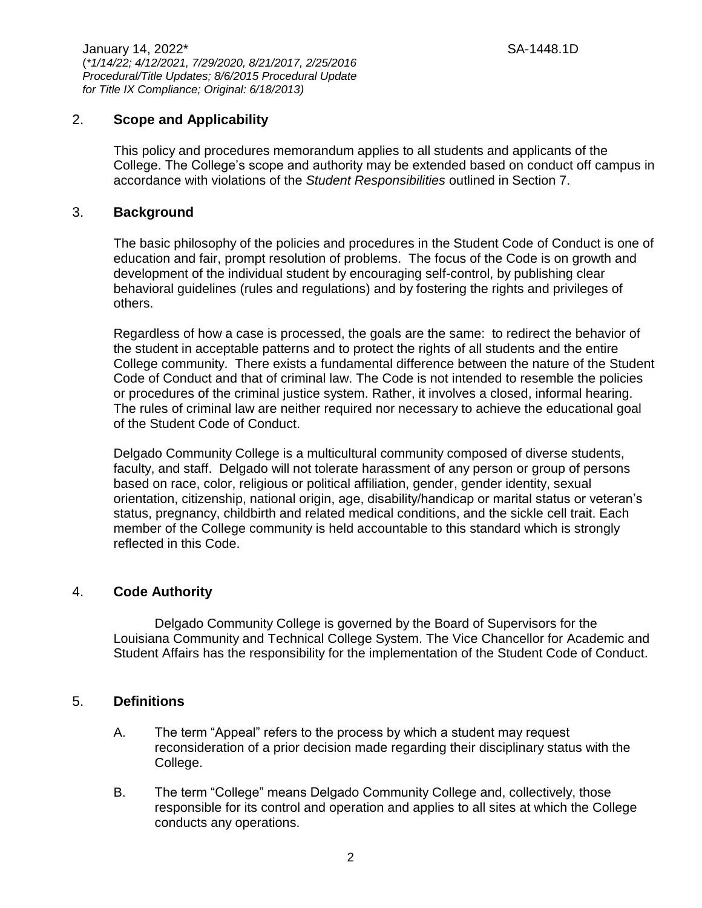## 2. Scope and Applicability

This policy and procedures memorandum applies to all students and applicants of the College. The College's scope and authority may be extended based on conduct off campus in accordance with violations of the *Student Responsibilities* outlined in Section 7.

## 3. Background

The basic philosophy of the policies and procedures in the Student Code of Conduct is one of education and fair, prompt resolution of problems. The focus of the Code is on growth and development of the individual student by encouraging self-control, by publishing clear behavioral guidelines (rules and regulations) and by fostering the rights and privileges of others.

Regardless of how a case is processed, the goals are the same: to redirect the behavior of the student in acceptable patterns and to protect the rights of all students and the entire College community. There exists a fundamental difference between the nature of the Student Code of Conduct and that of criminal law. The Code is not intended to resemble the policies or procedures of the criminal justice system. Rather, it involves a closed, informal hearing. The rules of criminal law are neither required nor necessary to achieve the educational goal of the Student Code of Conduct.

Delgado Community College is a multicultural community composed of diverse students, faculty, and staff. Delgado will not tolerate harassment of any person or group of persons based on race, color, religious or political affiliation, gender, gender identity, sexual orientation, citizenship, national origin, age, disability/handicap or marital status or veteran's status, pregnancy, childbirth and related medical conditions, and the sickle cell trait. Each member of the College community is held accountable to this standard which is strongly reflected in this Code.

## 4. Code Authority

Delgado Community College is governed by the Board of Supervisors for the Louisiana Community and Technical College System. The Vice Chancellor for Academic and Student Affairs has the responsibility for the implementation of the Student Code of Conduct.

## 5. Definitions

A. The term "Appeal" refers to the process by which a student may request reconsideration of a prior decision made regarding their disciplinary status with the College.

B. The term "College" means Delgado Community College and, collectively, those responsible for its control and operation and applies to all sites at which the College conducts any operations.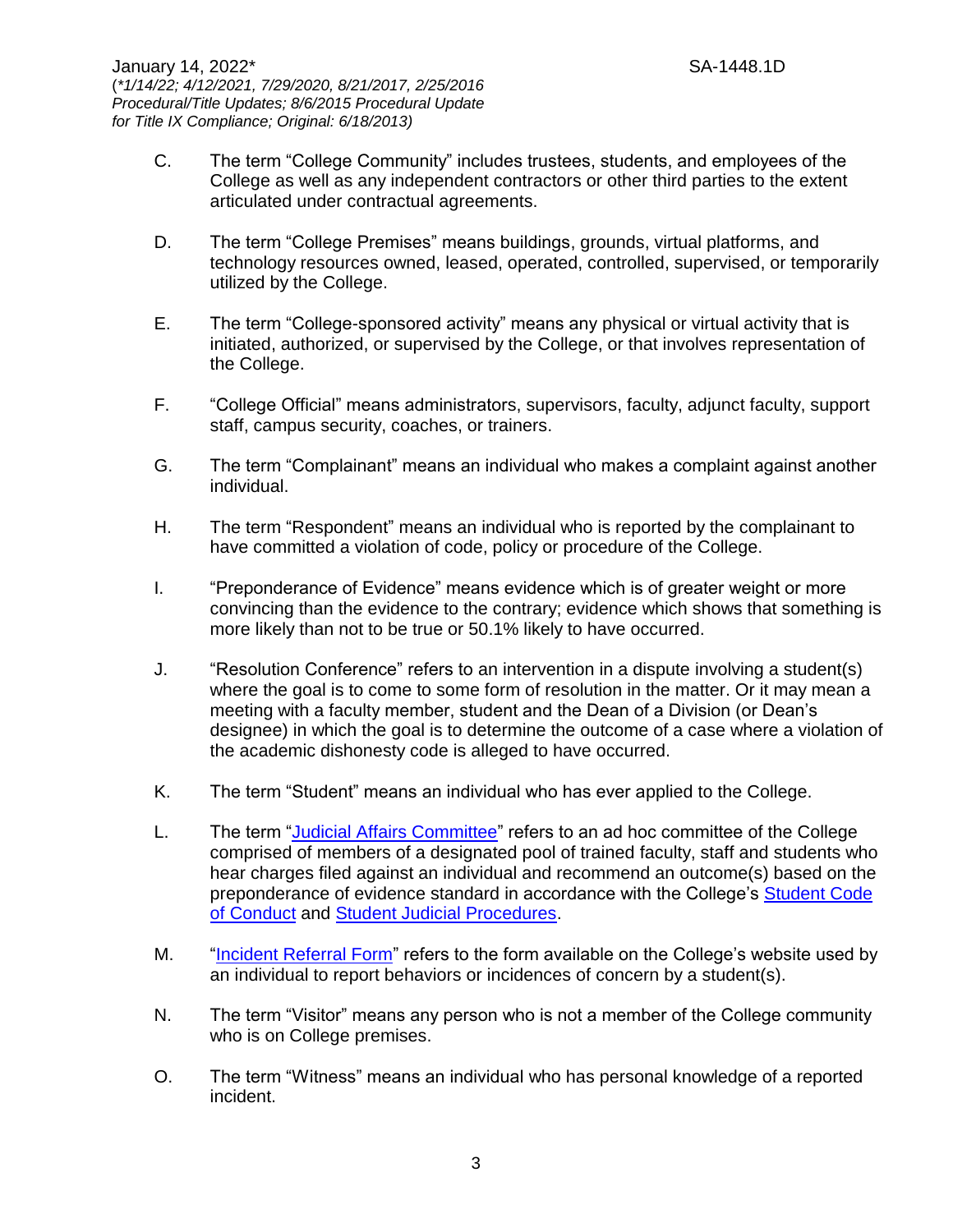C. The term "College Community" includes trustees, students, and employees of the College as well as any independent contractors or other third parties to the extent articulated under contractual agreements.

D. The term "College Premises" means buildings, grounds, virtual platforms, and technology resources owned, leased, operated, controlled, supervised, or temporarily utilized by the College.

E. The term "College-sponsored activity" means any physical or virtual activity that is initiated, authorized, or supervised by the College, or that involves representation of the College.

F. "College Official" means administrators, supervisors, faculty, adjunct faculty, support staff, campus security, coaches, or trainers.

G. The term "Complainant" means an individual who makes a complaint against another individual.

H. The term "Respondent" means an individual who is reported by the complainant to have committed a violation of code, policy or procedure of the College.

I. "Preponderance of Evidence" means evidence which is of greater weight or more convincing than the evidence to the contrary; evidence which shows that something is more likely than not to be true or 50.1% likely to have occurred.

J. "Resolution Conference" refers to an intervention in a dispute involving a student(s) where the goal is to come to some form of resolution in the matter. Or it may mean a meeting with a faculty member, student and the Dean of a Division (or Dean's designee) in which the goal is to determine the outcome of a case where a violation of the academic dishonesty code is alleged to have occurred.

K. The term "Student" means an individual who has ever applied to the College.

L. The term "Judicial Affairs Committee" refers to an ad hoc committee of the College comprised of members of a designated pool of trained faculty, staff and students who hear charges filed against an individual and recommend an outcome(s) based on the preponderance of evidence standard in accordance with the College's Student Code of Conduct and Student Judicial Procedures.

M. "Incident Referral Form" refers to the form available on the College's website used by an individual to report behaviors or incidences of concern by a student(s).

N. The term "Visitor" means any person who is not a member of the College community who is on College premises.

O. The term "Witness" means an individual who has personal knowledge of a reported incident.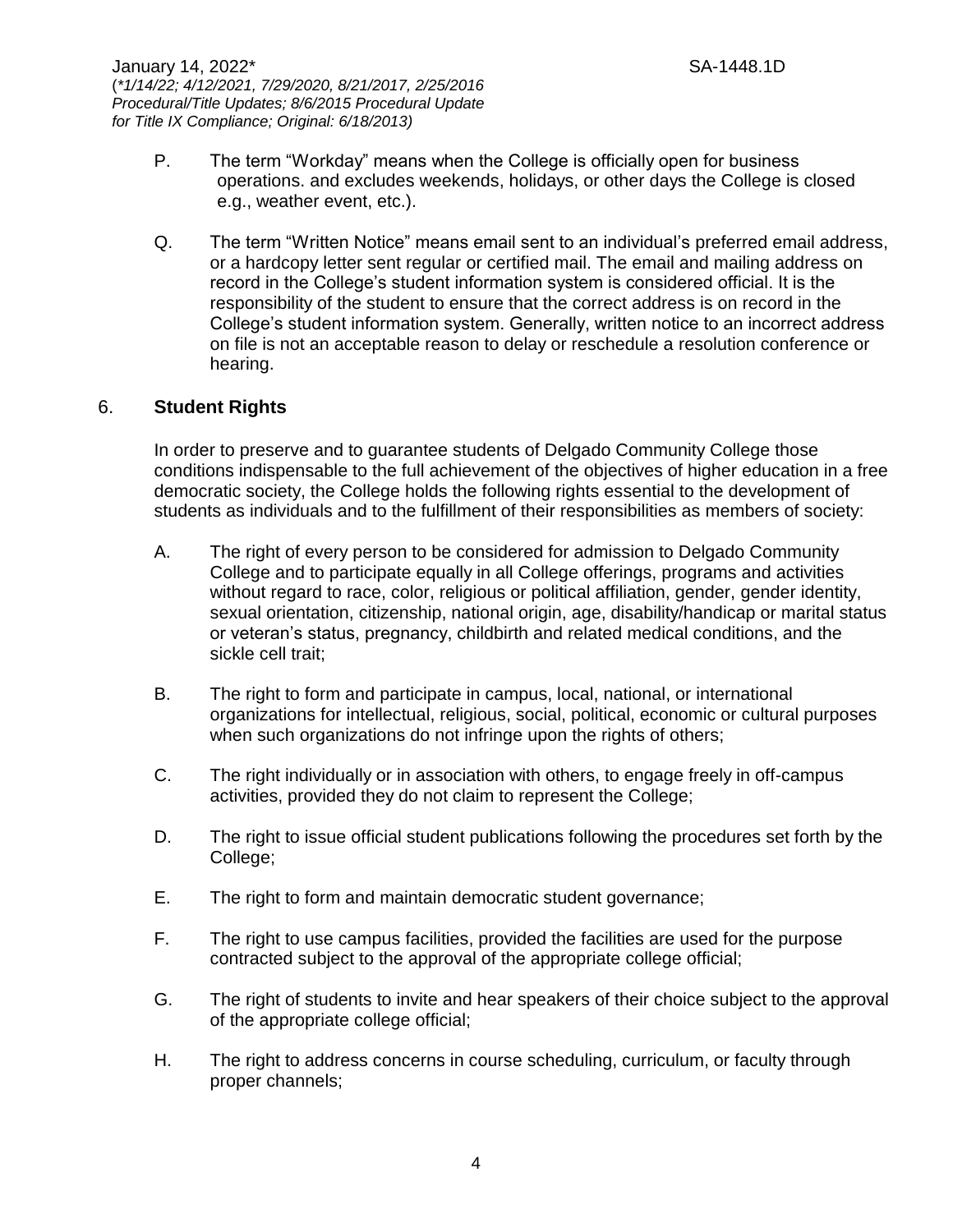P. The term "Workday" means when the College is officially open for business operations. and excludes weekends, holidays, or other days the College is closed e.g., weather event, etc.).

Q. The term "Written Notice" means email sent to an individual's preferred email address, or a hardcopy letter sent regular or certified mail. The email and mailing address on record in the College's student information system is considered official. It is the responsibility of the student to ensure that the correct address is on record in the College's student information system. Generally, written notice to an incorrect address on file is not an acceptable reason to delay or reschedule a resolution conference or hearing.

## 6. **Student Rights**

In order to preserve and to guarantee students of Delgado Community College those conditions indispensable to the full achievement of the objectives of higher education in a free democratic society, the College holds the following rights essential to the development of students as individuals and to the fulfillment of their responsibilities as members of society:

A. The right of every person to be considered for admission to Delgado Community College and to participate equally in all College offerings, programs and activities without regard to race, color, religious or political affiliation, gender, gender identity, sexual orientation, citizenship, national origin, age, disability/handicap or marital status or veteran's status, pregnancy, childbirth and related medical conditions, and the sickle cell trait;

B. The right to form and participate in campus, local, national, or international organizations for intellectual, religious, social, political, economic or cultural purposes when such organizations do not infringe upon the rights of others;

C. The right individually or in association with others, to engage freely in off-campus activities, provided they do not claim to represent the College;

D. The right to issue official student publications following the procedures set forth by the College;

E. The right to form and maintain democratic student governance;

F. The right to use campus facilities, provided the facilities are used for the purpose contracted subject to the approval of the appropriate college official;

G. The right of students to invite and hear speakers of their choice subject to the approval of the appropriate college official;

H. The right to address concerns in course scheduling, curriculum, or faculty through proper channels;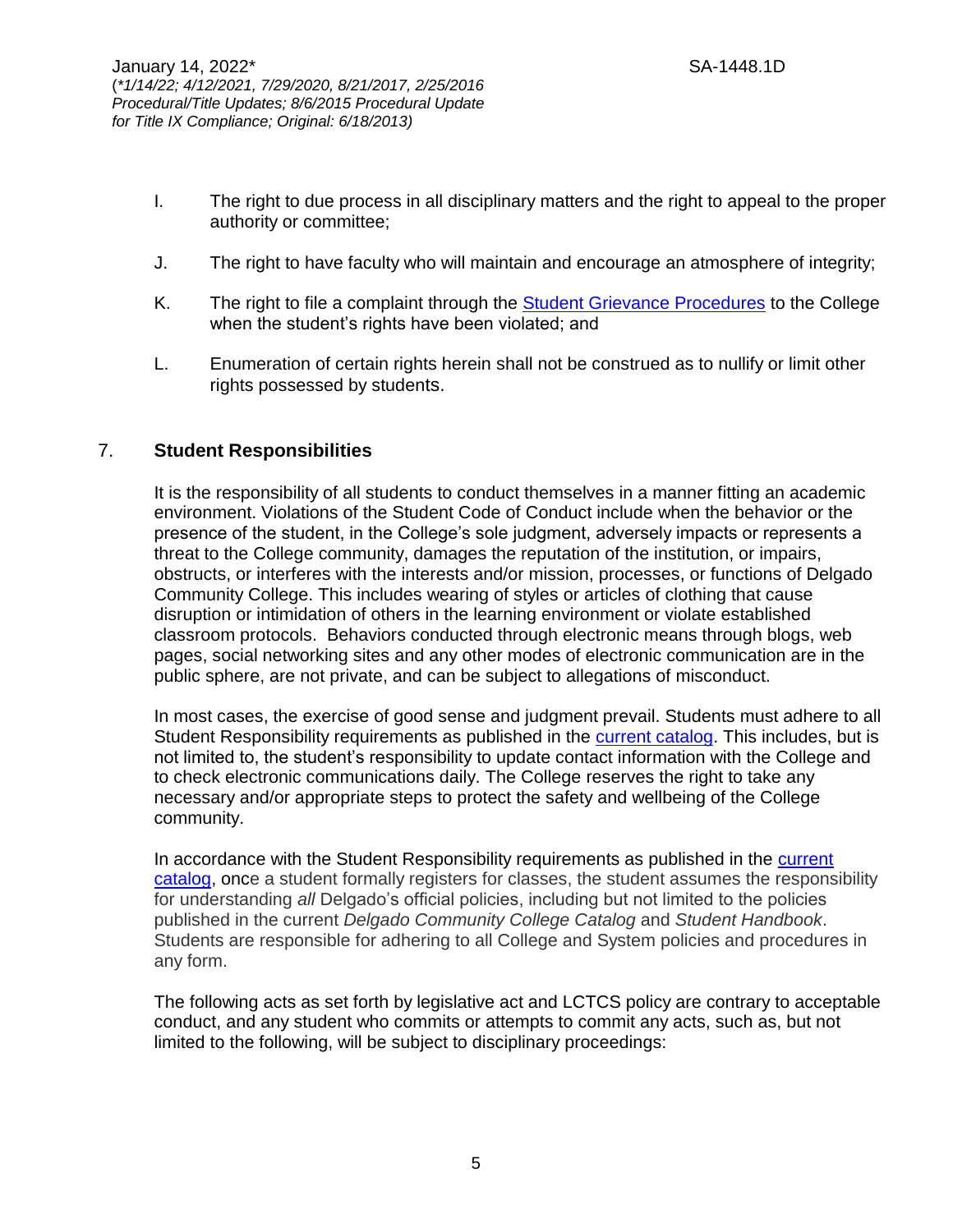I. The right to due process in all disciplinary matters and the right to appeal to the proper authority or committee;

J. The right to have faculty who will maintain and encourage an atmosphere of integrity;

K. The right to file a complaint through the Student Grievance Procedures to the College when the student's rights have been violated; and

L. Enumeration of certain rights herein shall not be construed as to nullify or limit other rights possessed by students.

## 7. Student Responsibilities

It is the responsibility of all students to conduct themselves in a manner fitting an academic environment. Violations of the Student Code of Conduct include when the behavior or the presence of the student, in the College's sole judgment, adversely impacts or represents a threat to the College community, damages the reputation of the institution, or impairs, obstructs, or interferes with the interests and/or mission, processes, or functions of Delgado Community College. This includes wearing of styles or articles of clothing that cause disruption or intimidation of others in the learning environment or violate established classroom protocols. Behaviors conducted through electronic means through blogs, web pages, social networking sites and any other modes of electronic communication are in the public sphere, are not private, and can be subject to allegations of misconduct.

In most cases, the exercise of good sense and judgment prevail. Students must adhere to all Student Responsibility requirements as published in the current catalog. This includes, but is not limited to, the student's responsibility to update contact information with the College and to check electronic communications daily. The College reserves the right to take any necessary and/or appropriate steps to protect the safety and wellbeing of the College community.

In accordance with the Student Responsibility requirements as published in the current catalog, once a student formally registers for classes, the student assumes the responsibility for understanding *all* Delgado's official policies, including but not limited to the policies published in the current *Delgado Community College Catalog* and *Student Handbook*. Students are responsible for adhering to all College and System policies and procedures in any form.

The following acts as set forth by legislative act and LCTCS policy are contrary to acceptable conduct, and any student who commits or attempts to commit any acts, such as, but not limited to the following, will be subject to disciplinary proceedings: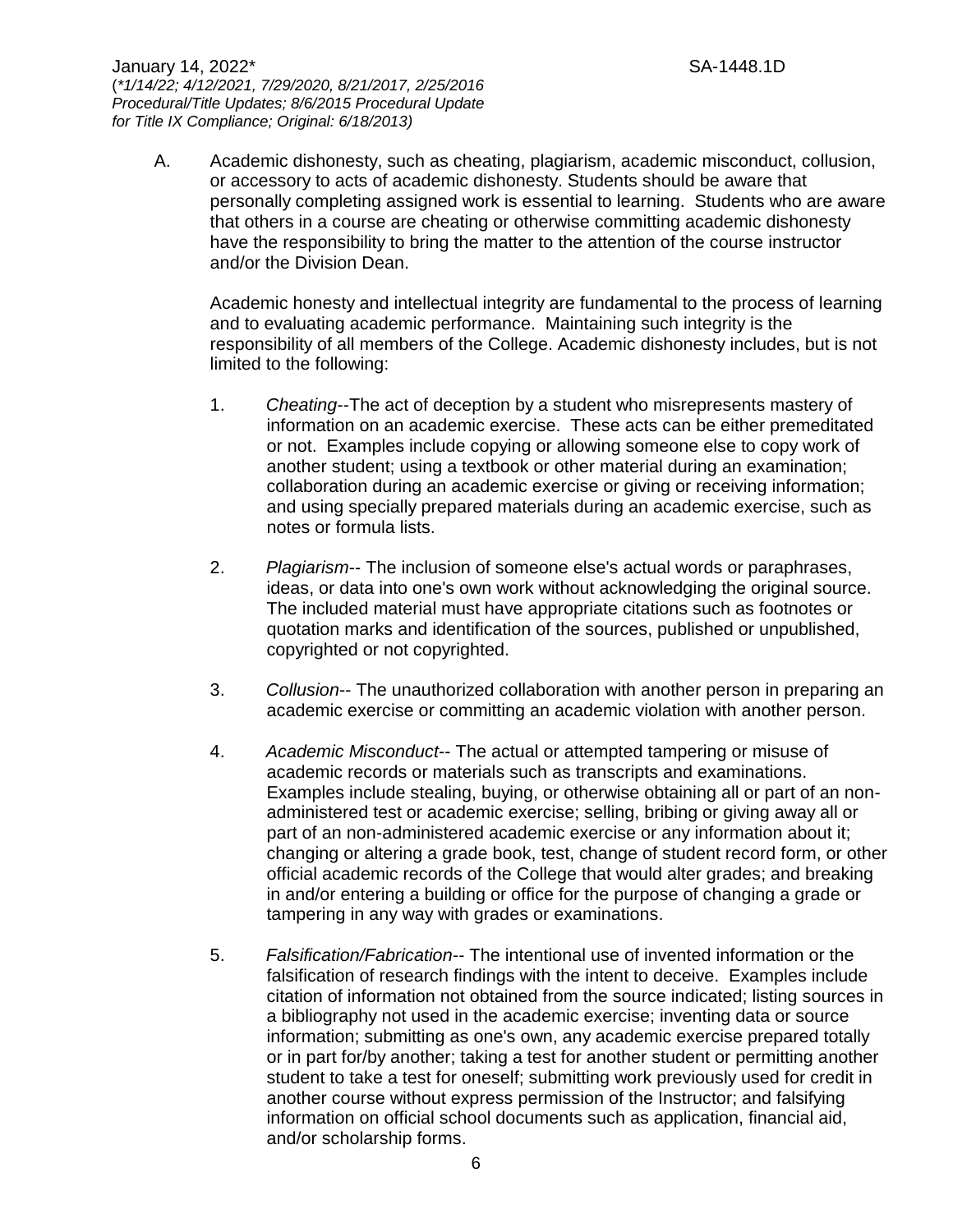A. Academic dishonesty, such as cheating, plagiarism, academic misconduct, collusion, or accessory to acts of academic dishonesty. Students should be aware that personally completing assigned work is essential to learning. Students who are aware that others in a course are cheating or otherwise committing academic dishonesty have the responsibility to bring the matter to the attention of the course instructor and/or the Division Dean.

   Academic honesty and intellectual integrity are fundamental to the process of learning and to evaluating academic performance. Maintaining such integrity is the responsibility of all members of the College. Academic dishonesty includes, but is not limited to the following:

   1. *Cheating*--The act of deception by a student who misrepresents mastery of information on an academic exercise. These acts can be either premeditated or not. Examples include copying or allowing someone else to copy work of another student; using a textbook or other material during an examination; collaboration during an academic exercise or giving or receiving information; and using specially prepared materials during an academic exercise, such as notes or formula lists.

   2. *Plagiarism*-- The inclusion of someone else's actual words or paraphrases, ideas, or data into one's own work without acknowledging the original source. The included material must have appropriate citations such as footnotes or quotation marks and identification of the sources, published or unpublished, copyrighted or not copyrighted.

   3. *Collusion*-- The unauthorized collaboration with another person in preparing an academic exercise or committing an academic violation with another person.

   4. *Academic Misconduct*-- The actual or attempted tampering or misuse of academic records or materials such as transcripts and examinations. Examples include stealing, buying, or otherwise obtaining all or part of an non-administered test or academic exercise; selling, bribing or giving away all or part of an non-administered academic exercise or any information about it; changing or altering a grade book, test, change of student record form, or other official academic records of the College that would alter grades; and breaking in and/or entering a building or office for the purpose of changing a grade or tampering in any way with grades or examinations.

   5. *Falsification/Fabrication*-- The intentional use of invented information or the falsification of research findings with the intent to deceive. Examples include citation of information not obtained from the source indicated; listing sources in a bibliography not used in the academic exercise; inventing data or source information; submitting as one's own, any academic exercise prepared totally or in part for/by another; taking a test for another student or permitting another student to take a test for oneself; submitting work previously used for credit in another course without express permission of the Instructor; and falsifying information on official school documents such as application, financial aid, and/or scholarship forms.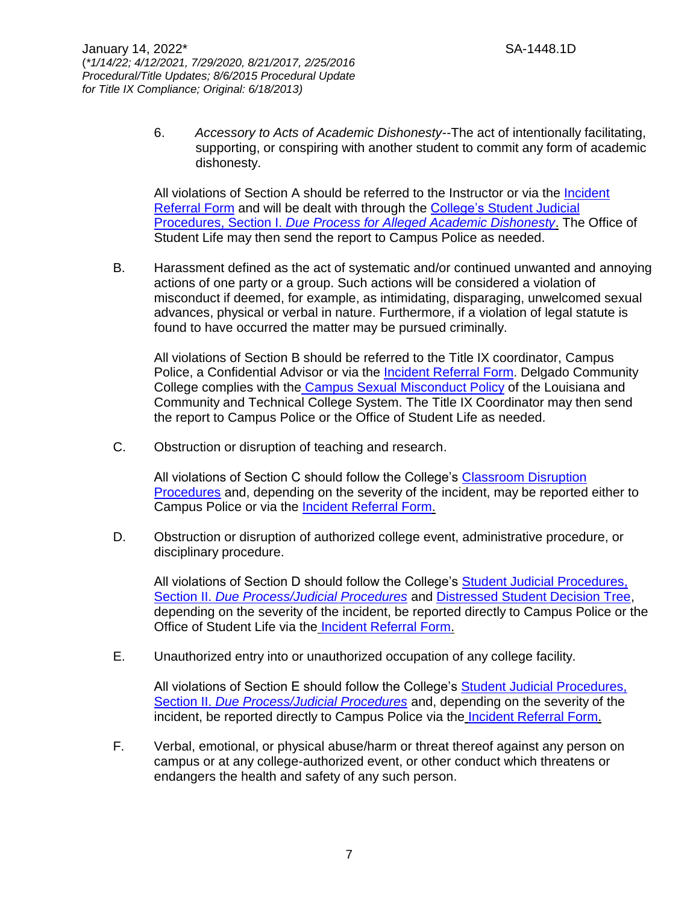6. *Accessory to Acts of Academic Dishonesty*--The act of intentionally facilitating, supporting, or conspiring with another student to commit any form of academic dishonesty.

All violations of Section A should be referred to the Instructor or via the Incident Referral Form and will be dealt with through the College's Student Judicial Procedures, Section I. *Due Process for Alleged Academic Dishonesty*. The Office of Student Life may then send the report to Campus Police as needed.

B. Harassment defined as the act of systematic and/or continued unwanted and annoying actions of one party or a group. Such actions will be considered a violation of misconduct if deemed, for example, as intimidating, disparaging, unwelcomed sexual advances, physical or verbal in nature. Furthermore, if a violation of legal statute is found to have occurred the matter may be pursued criminally.

All violations of Section B should be referred to the Title IX coordinator, Campus Police, a Confidential Advisor or via the Incident Referral Form. Delgado Community College complies with the Campus Sexual Misconduct Policy of the Louisiana and Community and Technical College System. The Title IX Coordinator may then send the report to Campus Police or the Office of Student Life as needed.

C. Obstruction or disruption of teaching and research.

All violations of Section C should follow the College's Classroom Disruption Procedures and, depending on the severity of the incident, may be reported either to Campus Police or via the Incident Referral Form.

D. Obstruction or disruption of authorized college event, administrative procedure, or disciplinary procedure.

All violations of Section D should follow the College's Student Judicial Procedures, Section II. *Due Process/Judicial Procedures* and Distressed Student Decision Tree, depending on the severity of the incident, be reported directly to Campus Police or the Office of Student Life via the Incident Referral Form.

E. Unauthorized entry into or unauthorized occupation of any college facility.

All violations of Section E should follow the College's Student Judicial Procedures, Section II. *Due Process/Judicial Procedures* and, depending on the severity of the incident, be reported directly to Campus Police via the Incident Referral Form.

F. Verbal, emotional, or physical abuse/harm or threat thereof against any person on campus or at any college-authorized event, or other conduct which threatens or endangers the health and safety of any such person.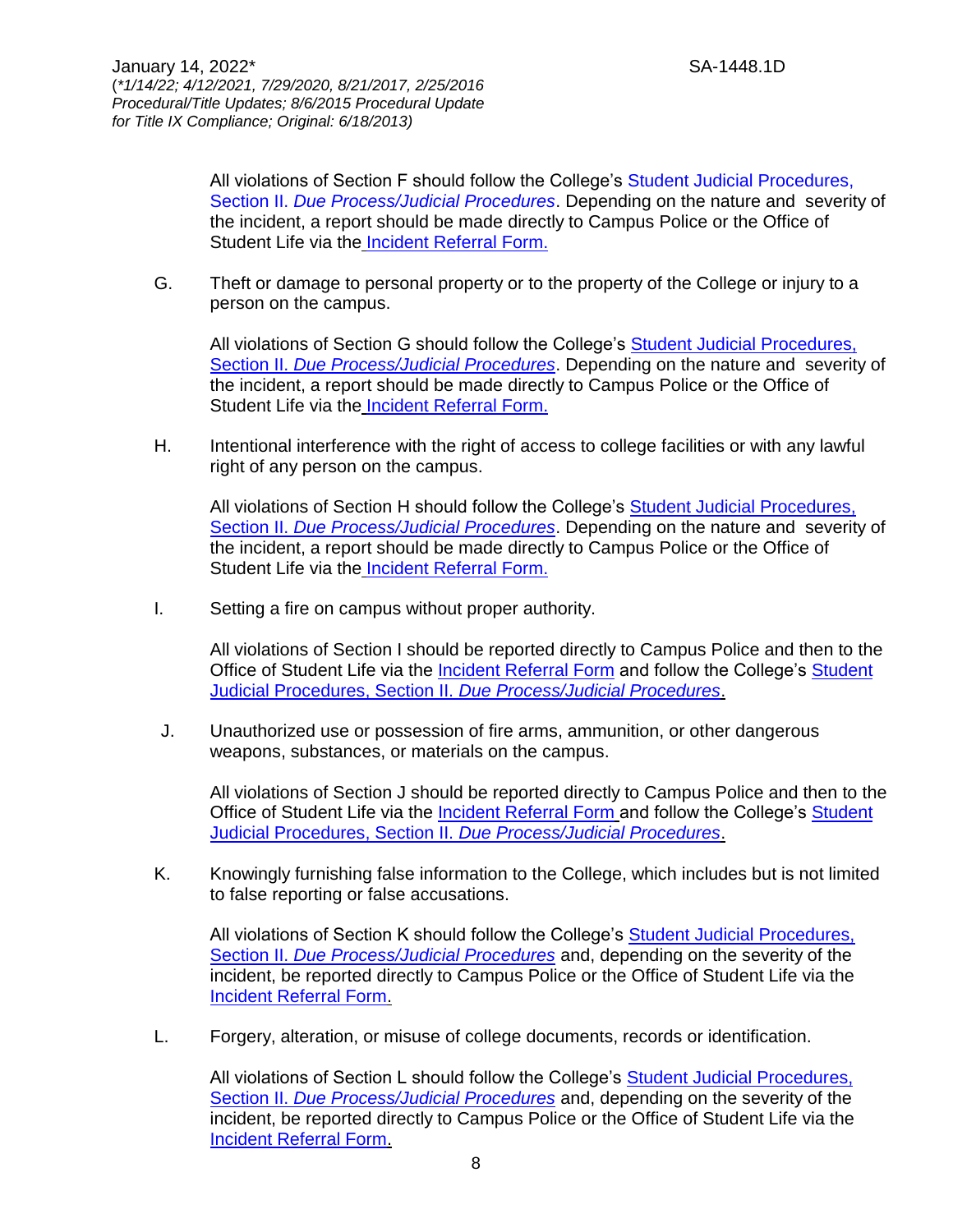All violations of Section F should follow the College's Student Judicial Procedures, Section II. *Due Process/Judicial Procedures*. Depending on the nature and severity of the incident, a report should be made directly to Campus Police or the Office of Student Life via the Incident Referral Form.

G. Theft or damage to personal property or to the property of the College or injury to a person on the campus.

All violations of Section G should follow the College's Student Judicial Procedures, Section II. *Due Process/Judicial Procedures*. Depending on the nature and severity of the incident, a report should be made directly to Campus Police or the Office of Student Life via the Incident Referral Form.

H. Intentional interference with the right of access to college facilities or with any lawful right of any person on the campus.

All violations of Section H should follow the College's Student Judicial Procedures, Section II. *Due Process/Judicial Procedures*. Depending on the nature and severity of the incident, a report should be made directly to Campus Police or the Office of Student Life via the Incident Referral Form.

I. Setting a fire on campus without proper authority.

All violations of Section I should be reported directly to Campus Police and then to the Office of Student Life via the Incident Referral Form and follow the College's Student Judicial Procedures, Section II. *Due Process/Judicial Procedures*.

J. Unauthorized use or possession of fire arms, ammunition, or other dangerous weapons, substances, or materials on the campus.

All violations of Section J should be reported directly to Campus Police and then to the Office of Student Life via the Incident Referral Form and follow the College's Student Judicial Procedures, Section II. *Due Process/Judicial Procedures*.

K. Knowingly furnishing false information to the College, which includes but is not limited to false reporting or false accusations.

All violations of Section K should follow the College's Student Judicial Procedures, Section II. *Due Process/Judicial Procedures* and, depending on the severity of the incident, be reported directly to Campus Police or the Office of Student Life via the Incident Referral Form.

L. Forgery, alteration, or misuse of college documents, records or identification.

All violations of Section L should follow the College's Student Judicial Procedures, Section II. *Due Process/Judicial Procedures* and, depending on the severity of the incident, be reported directly to Campus Police or the Office of Student Life via the Incident Referral Form.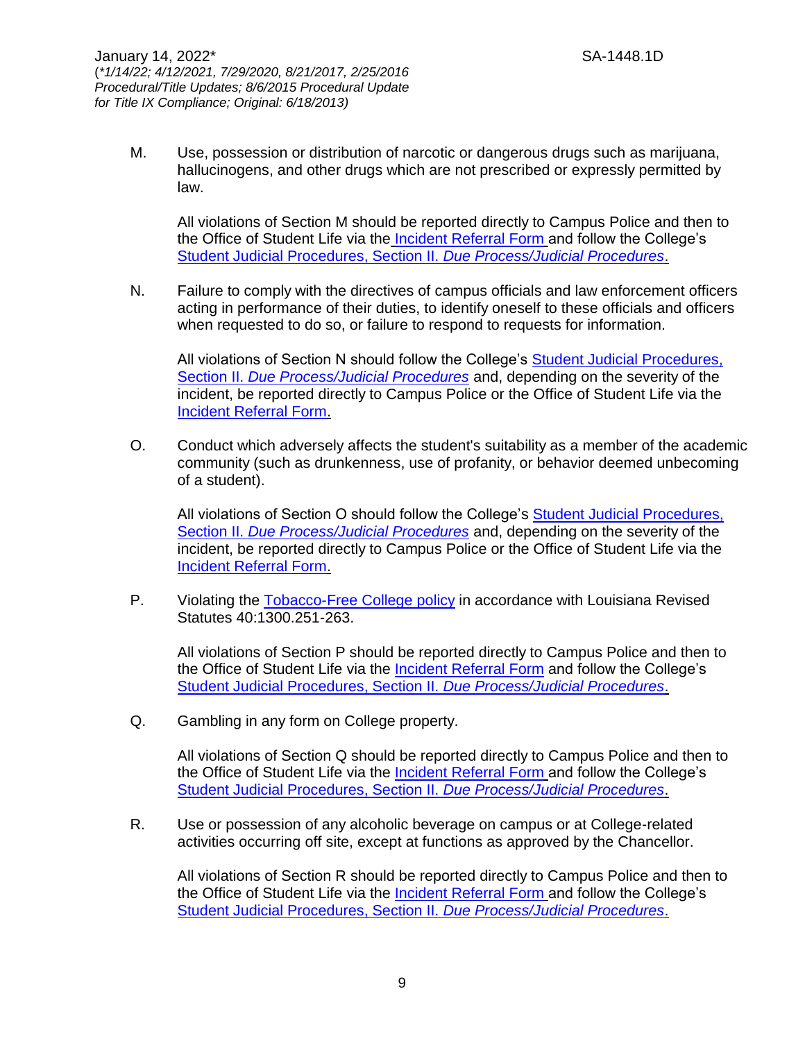M. Use, possession or distribution of narcotic or dangerous drugs such as marijuana, hallucinogens, and other drugs which are not prescribed or expressly permitted by law.

All violations of Section M should be reported directly to Campus Police and then to the Office of Student Life via the Incident Referral Form and follow the College's Student Judicial Procedures, Section II. *Due Process/Judicial Procedures*.

N. Failure to comply with the directives of campus officials and law enforcement officers acting in performance of their duties, to identify oneself to these officials and officers when requested to do so, or failure to respond to requests for information.

All violations of Section N should follow the College's Student Judicial Procedures, Section II. *Due Process/Judicial Procedures* and, depending on the severity of the incident, be reported directly to Campus Police or the Office of Student Life via the Incident Referral Form.

O. Conduct which adversely affects the student's suitability as a member of the academic community (such as drunkenness, use of profanity, or behavior deemed unbecoming of a student).

All violations of Section O should follow the College's Student Judicial Procedures, Section II. *Due Process/Judicial Procedures* and, depending on the severity of the incident, be reported directly to Campus Police or the Office of Student Life via the Incident Referral Form.

P. Violating the Tobacco-Free College policy in accordance with Louisiana Revised Statutes 40:1300.251-263.

All violations of Section P should be reported directly to Campus Police and then to the Office of Student Life via the Incident Referral Form and follow the College's Student Judicial Procedures, Section II. *Due Process/Judicial Procedures*.

Q. Gambling in any form on College property.

All violations of Section Q should be reported directly to Campus Police and then to the Office of Student Life via the Incident Referral Form and follow the College's Student Judicial Procedures, Section II. *Due Process/Judicial Procedures*.

R. Use or possession of any alcoholic beverage on campus or at College-related activities occurring off site, except at functions as approved by the Chancellor.

All violations of Section R should be reported directly to Campus Police and then to the Office of Student Life via the Incident Referral Form and follow the College's Student Judicial Procedures, Section II. *Due Process/Judicial Procedures*.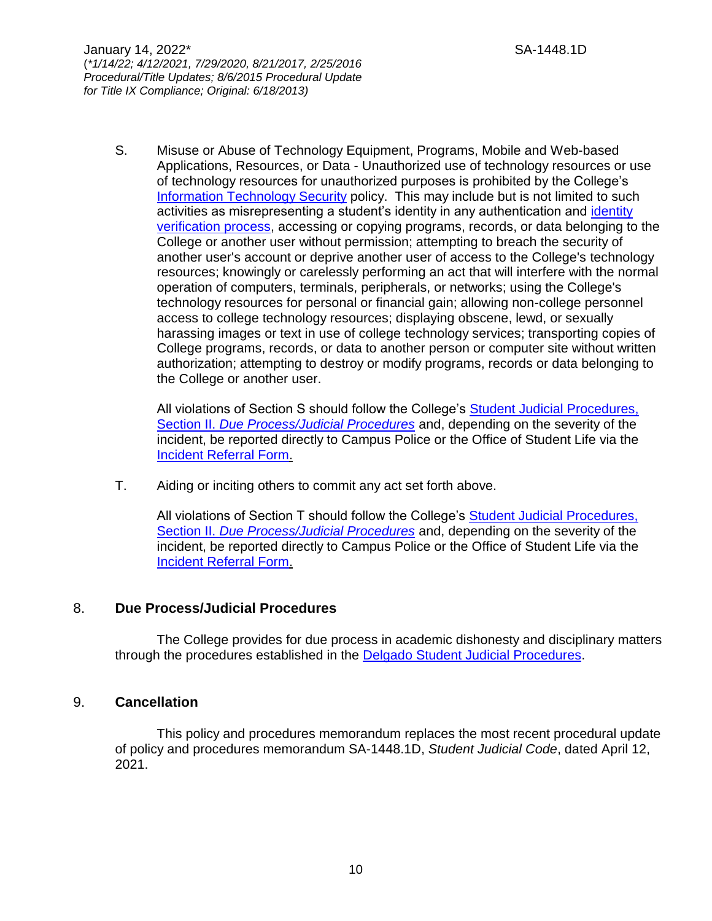S. Misuse or Abuse of Technology Equipment, Programs, Mobile and Web-based Applications, Resources, or Data - Unauthorized use of technology resources or use of technology resources for unauthorized purposes is prohibited by the College's Information Technology Security policy. This may include but is not limited to such activities as misrepresenting a student's identity in any authentication and identity verification process, accessing or copying programs, records, or data belonging to the College or another user without permission; attempting to breach the security of another user's account or deprive another user of access to the College's technology resources; knowingly or carelessly performing an act that will interfere with the normal operation of computers, terminals, peripherals, or networks; using the College's technology resources for personal or financial gain; allowing non-college personnel access to college technology resources; displaying obscene, lewd, or sexually harassing images or text in use of college technology services; transporting copies of College programs, records, or data to another person or computer site without written authorization; attempting to destroy or modify programs, records or data belonging to the College or another user.

All violations of Section S should follow the College's Student Judicial Procedures, Section II. *Due Process/Judicial Procedures* and, depending on the severity of the incident, be reported directly to Campus Police or the Office of Student Life via the Incident Referral Form.

T. Aiding or inciting others to commit any act set forth above.

All violations of Section T should follow the College's Student Judicial Procedures, Section II. *Due Process/Judicial Procedures* and, depending on the severity of the incident, be reported directly to Campus Police or the Office of Student Life via the Incident Referral Form.

## 8. Due Process/Judicial Procedures

The College provides for due process in academic dishonesty and disciplinary matters through the procedures established in the Delgado Student Judicial Procedures.

## 9. Cancellation

This policy and procedures memorandum replaces the most recent procedural update of policy and procedures memorandum SA-1448.1D, *Student Judicial Code*, dated April 12, 2021.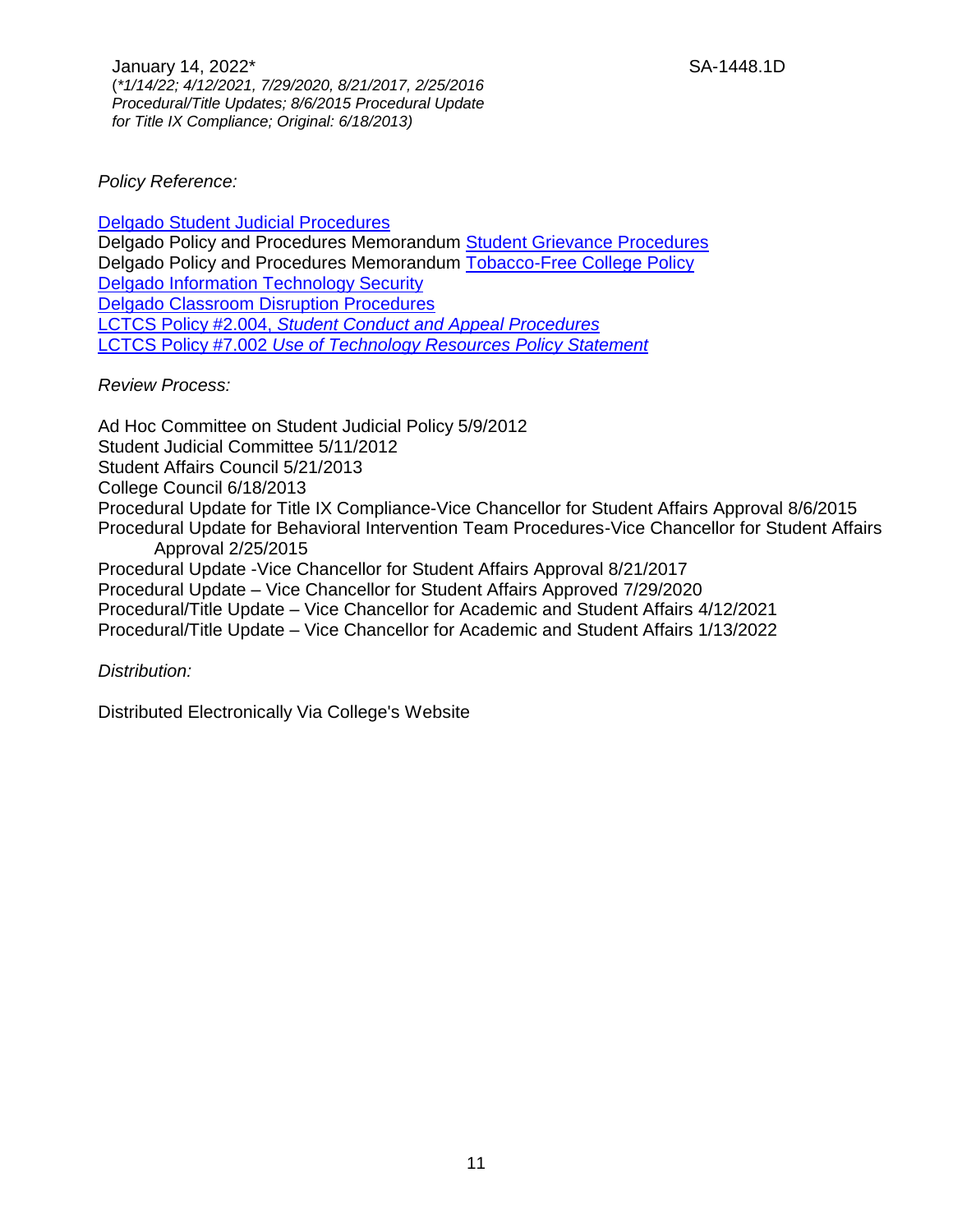January 14, 2022* SA-1448.1D
(*1/14/22; 4/12/2021, 7/29/2020, 8/21/2017, 2/25/2016 Procedural/Title Updates; 8/6/2015 Procedural Update for Title IX Compliance; Original: 6/18/2013)*

*Policy Reference:*

Delgado Student Judicial Procedures
Delgado Policy and Procedures Memorandum Student Grievance Procedures
Delgado Policy and Procedures Memorandum Tobacco-Free College Policy
Delgado Information Technology Security
Delgado Classroom Disruption Procedures
LCTCS Policy #2.004, *Student Conduct and Appeal Procedures*
LCTCS Policy #7.002 *Use of Technology Resources Policy Statement*

*Review Process:*

Ad Hoc Committee on Student Judicial Policy 5/9/2012
Student Judicial Committee 5/11/2012
Student Affairs Council 5/21/2013
College Council 6/18/2013
Procedural Update for Title IX Compliance-Vice Chancellor for Student Affairs Approval 8/6/2015
Procedural Update for Behavioral Intervention Team Procedures-Vice Chancellor for Student Affairs Approval 2/25/2015
Procedural Update -Vice Chancellor for Student Affairs Approval 8/21/2017
Procedural Update – Vice Chancellor for Student Affairs Approved 7/29/2020
Procedural/Title Update – Vice Chancellor for Academic and Student Affairs 4/12/2021
Procedural/Title Update – Vice Chancellor for Academic and Student Affairs 1/13/2022

*Distribution:*

Distributed Electronically Via College's Website